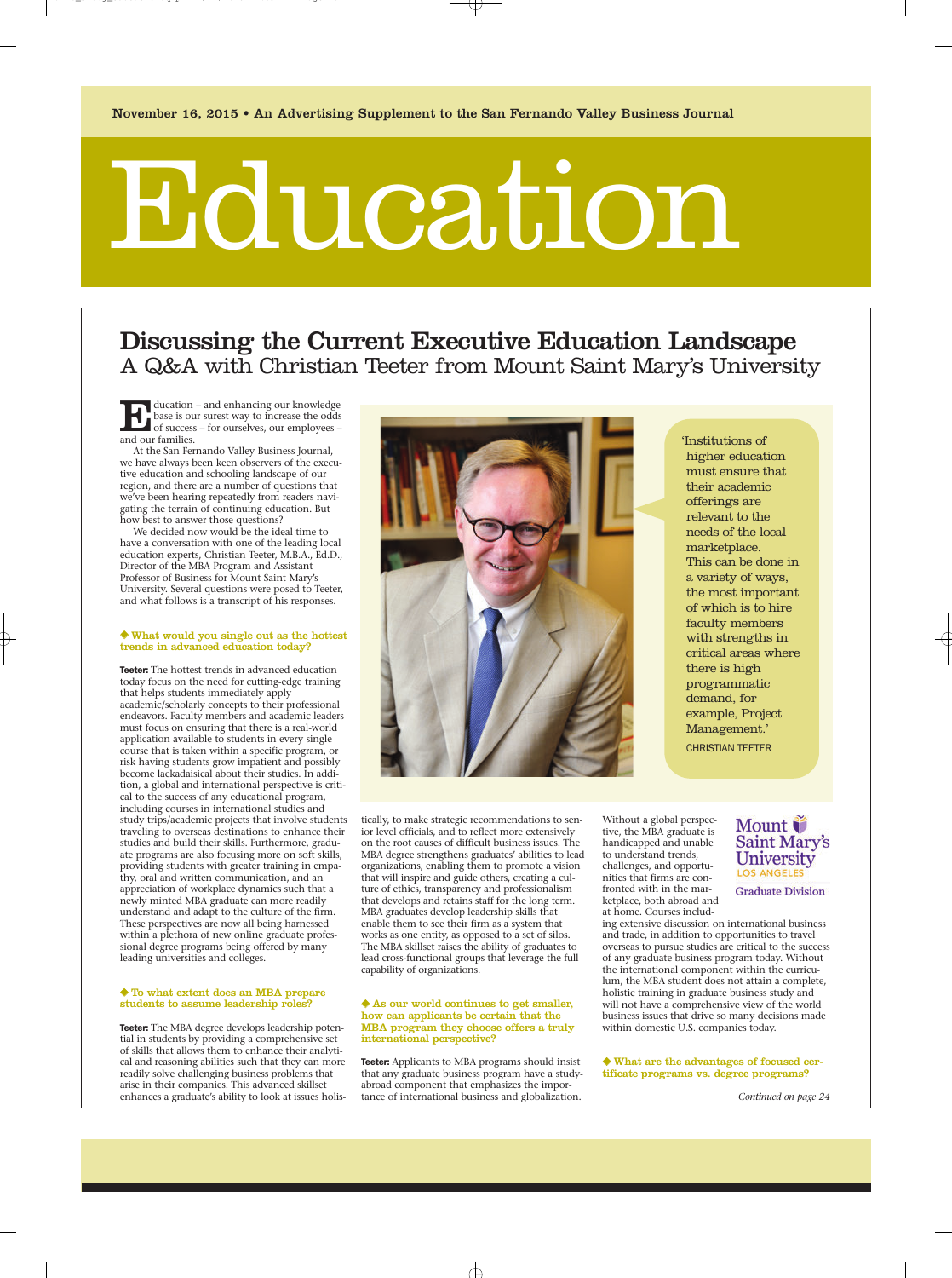November 16, 2015 • An Advertising Supplement to the San Fernando Valley Business Journal

# Education

## Discussing the Current Executive Education Landscape

### A Q&A with Christian Teeter from Mount Saint Mary's University

Education – and enhancing our knowledge base is our surest way to increase the odds of success – for ourselves, our employees – and our families.

At the San Fernando Valley Business Journal, we have always been keen observers of the executive education and schooling landscape of our region, and there are a number of questions that we've been hearing repeatedly from readers navigating the terrain of continuing education. But how best to answer those questions?

We decided now would be the ideal time to have a conversation with one of the leading local education experts, Christian Teeter, M.B.A., Ed.D., Director of the MBA Program and Assistant Professor of Business for Mount Saint Mary's University. Several questions were posed to Teeter, and what follows is a transcript of his responses.

> 'Institutions of higher education must ensure that their academic offerings are relevant to the needs of the local marketplace. This can be done in a variety of ways, the most important of which is to hire faculty members with strengths in critical areas where there is high programmatic demand, for example, Project Management.'
>
> CHRISTIAN TEETER

**◆ What would you single out as the hottest trends in advanced education today?**

**Teeter:** The hottest trends in advanced education today focus on the need for cutting-edge training that helps students immediately apply academic/scholarly concepts to their professional endeavors. Faculty members and academic leaders must focus on ensuring that there is a real-world application available to students in every single course that is taken within a specific program, or risk having students grow impatient and possibly become lackadaisical about their studies. In addition, a global and international perspective is critical to the success of any educational program, including courses in international studies and study trips/academic projects that involve students traveling to overseas destinations to enhance their studies and build their skills. Furthermore, graduate programs are also focusing more on soft skills, providing students with greater training in empathy, oral and written communication, and an appreciation of workplace dynamics such that a newly minted MBA graduate can more readily understand and adapt to the culture of the firm. These perspectives are now all being harnessed within a plethora of new online graduate professional degree programs being offered by many leading universities and colleges.

**◆ To what extent does an MBA prepare students to assume leadership roles?**

**Teeter:** The MBA degree develops leadership potential in students by providing a comprehensive set of skills that allows them to enhance their analytical and reasoning abilities such that they can more readily solve challenging business problems that arise in their companies. This advanced skillset enhances a graduate's ability to look at issues holistically, to make strategic recommendations to senior level officials, and to reflect more extensively on the root causes of difficult business issues. The MBA degree strengthens graduates' abilities to lead organizations, enabling them to promote a vision that will inspire and guide others, creating a culture of ethics, transparency and professionalism that develops and retains staff for the long term. MBA graduates develop leadership skills that enable them to see their firm as a system that works as one entity, as opposed to a set of silos. The MBA skillset raises the ability of graduates to lead cross-functional groups that leverage the full capability of organizations.

**◆ As our world continues to get smaller, how can applicants be certain that the MBA program they choose offers a truly international perspective?**

**Teeter:** Applicants to MBA programs should insist that any graduate business program have a study-abroad component that emphasizes the importance of international business and globalization. Without a global perspective, the MBA graduate is handicapped and unable to understand trends, challenges, and opportunities that firms are confronted with in the marketplace, both abroad and at home. Courses including extensive discussion on international business and trade, in addition to opportunities to travel overseas to pursue studies are critical to the success of any graduate business program today. Without the international component within the curriculum, the MBA student does not attain a complete, holistic training in graduate business study and will not have a comprehensive view of the world business issues that drive so many decisions made within domestic U.S. companies today.

Mount Saint Mary's University
LOS ANGELES
Graduate Division

**◆ What are the advantages of focused certificate programs vs. degree programs?**

*Continued on page 24*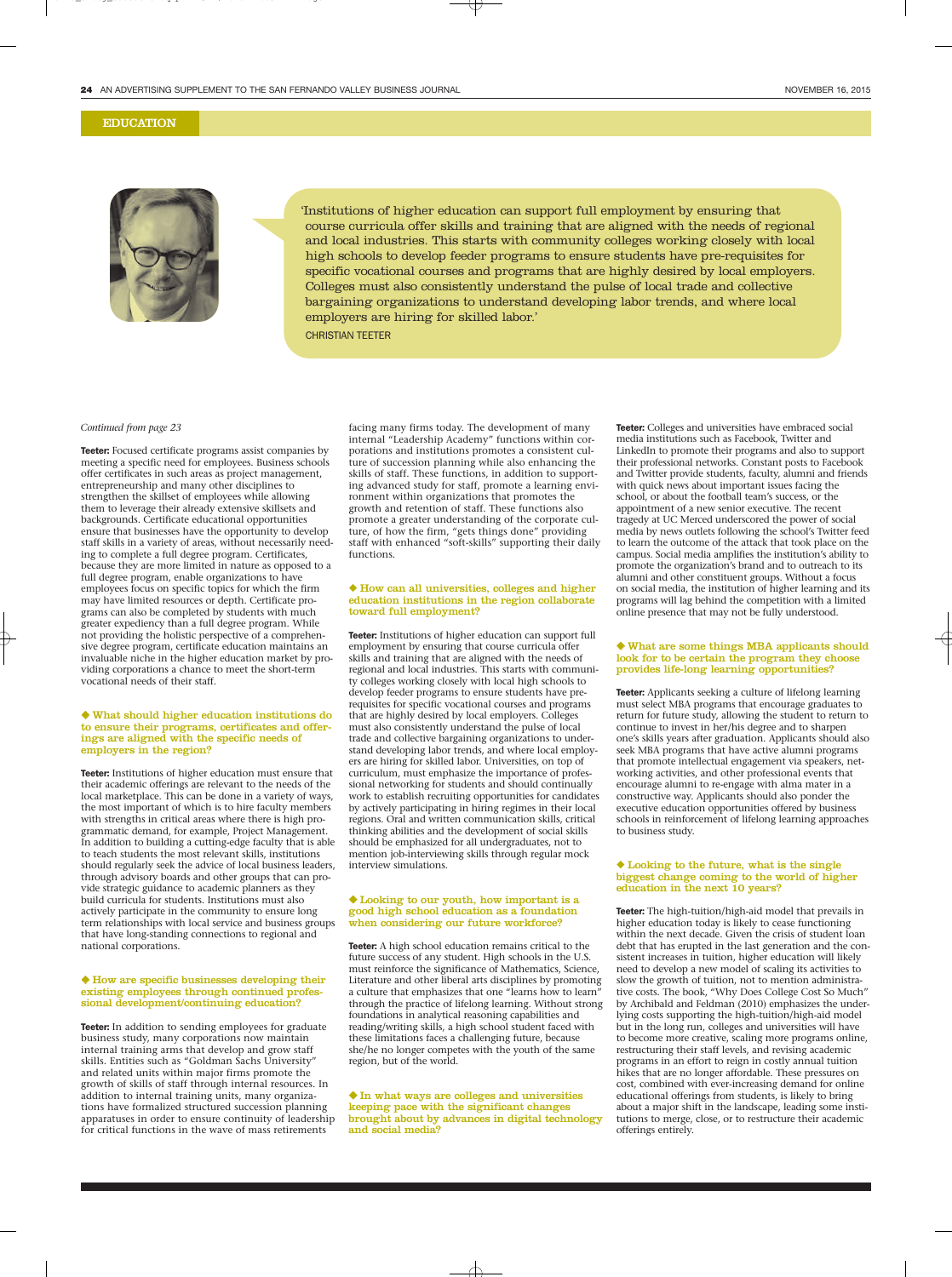EDUCATION

'Institutions of higher education can support full employment by ensuring that course curricula offer skills and training that are aligned with the needs of regional and local industries. This starts with community colleges working closely with local high schools to develop feeder programs to ensure students have pre-requisites for specific vocational courses and programs that are highly desired by local employers. Colleges must also consistently understand the pulse of local trade and collective bargaining organizations to understand developing labor trends, and where local employers are hiring for skilled labor.'

CHRISTIAN TEETER

*Continued from page 23*

**Teeter:** Focused certificate programs assist companies by meeting a specific need for employees. Business schools offer certificates in such areas as project management, entrepreneurship and many other disciplines to strengthen the skillset of employees while allowing them to leverage their already extensive skillsets and backgrounds. Certificate educational opportunities ensure that businesses have the opportunity to develop staff skills in a variety of areas, without necessarily needing to complete a full degree program. Certificates, because they are more limited in nature as opposed to a full degree program, enable organizations to have employees focus on specific topics for which the firm may have limited resources or depth. Certificate programs can also be completed by students with much greater expediency than a full degree program. While not providing the holistic perspective of a comprehensive degree program, certificate education maintains an invaluable niche in the higher education market by providing corporations a chance to meet the short-term vocational needs of their staff.

### ◆ What should higher education institutions do to ensure their programs, certificates and offerings are aligned with the specific needs of employers in the region?

**Teeter:** Institutions of higher education must ensure that their academic offerings are relevant to the needs of the local marketplace. This can be done in a variety of ways, the most important of which is to hire faculty members with strengths in critical areas where there is high programmatic demand, for example, Project Management. In addition to building a cutting-edge faculty that is able to teach students the most relevant skills, institutions should regularly seek the advice of local business leaders, through advisory boards and other groups that can provide strategic guidance to academic planners as they build curricula for students. Institutions must also actively participate in the community to ensure long term relationships with local service and business groups that have long-standing connections to regional and national corporations.

### ◆ How are specific businesses developing their existing employees through continued professional development/continuing education?

**Teeter:** In addition to sending employees for graduate business study, many corporations now maintain internal training arms that develop and grow staff skills. Entities such as "Goldman Sachs University" and related units within major firms promote the growth of skills of staff through internal resources. In addition to internal training units, many organizations have formalized structured succession planning apparatuses in order to ensure continuity of leadership for critical functions in the wave of mass retirements facing many firms today. The development of many internal "Leadership Academy" functions within corporations and institutions promotes a consistent culture of succession planning while also enhancing the skills of staff. These functions, in addition to supporting advanced study for staff, promote a learning environment within organizations that promotes the growth and retention of staff. These functions also promote a greater understanding of the corporate culture, of how the firm, "gets things done" providing staff with enhanced "soft-skills" supporting their daily functions.

### ◆ How can all universities, colleges and higher education institutions in the region collaborate toward full employment?

**Teeter:** Institutions of higher education can support full employment by ensuring that course curricula offer skills and training that are aligned with the needs of regional and local industries. This starts with community colleges working closely with local high schools to develop feeder programs to ensure students have pre-requisites for specific vocational courses and programs that are highly desired by local employers. Colleges must also consistently understand the pulse of local trade and collective bargaining organizations to understand developing labor trends, and where local employers are hiring for skilled labor. Universities, on top of curriculum, must emphasize the importance of professional networking for students and should continually work to establish recruiting opportunities for candidates by actively participating in hiring regimes in their local regions. Oral and written communication skills, critical thinking abilities and the development of social skills should be emphasized for all undergraduates, not to mention job-interviewing skills through regular mock interview simulations.

### ◆ Looking to our youth, how important is a good high school education as a foundation when considering our future workforce?

**Teeter:** A high school education remains critical to the future success of any student. High schools in the U.S. must reinforce the significance of Mathematics, Science, Literature and other liberal arts disciplines by promoting a culture that emphasizes that one "learns how to learn" through the practice of lifelong learning. Without strong foundations in analytical reasoning capabilities and reading/writing skills, a high school student faced with these limitations faces a challenging future, because she/he no longer competes with the youth of the same region, but of the world.

### ◆ In what ways are colleges and universities keeping pace with the significant changes brought about by advances in digital technology and social media?

**Teeter:** Colleges and universities have embraced social media institutions such as Facebook, Twitter and LinkedIn to promote their programs and also to support their professional networks. Constant posts to Facebook and Twitter provide students, faculty, alumni and friends with quick news about important issues facing the school, or about the football team's success, or the appointment of a new senior executive. The recent tragedy at UC Merced underscored the power of social media by news outlets following the school's Twitter feed to learn the outcome of the attack that took place on the campus. Social media amplifies the institution's ability to promote the organization's brand and to outreach to its alumni and other constituent groups. Without a focus on social media, the institution of higher learning and its programs will lag behind the competition with a limited online presence that may not be fully understood.

### ◆ What are some things MBA applicants should look for to be certain the program they choose provides life-long learning opportunities?

**Teeter:** Applicants seeking a culture of lifelong learning must select MBA programs that encourage graduates to return for future study, allowing the student to return to continue to invest in her/his degree and to sharpen one's skills years after graduation. Applicants should also seek MBA programs that have active alumni programs that promote intellectual engagement via speakers, networking activities, and other professional events that encourage alumni to re-engage with alma mater in a constructive way. Applicants should also ponder the executive education opportunities offered by business schools in reinforcement of lifelong learning approaches to business study.

### ◆ Looking to the future, what is the single biggest change coming to the world of higher education in the next 10 years?

**Teeter:** The high-tuition/high-aid model that prevails in higher education today is likely to cease functioning within the next decade. Given the crisis of student loan debt that has erupted in the last generation and the consistent increases in tuition, higher education will likely need to develop a new model of scaling its activities to slow the growth of tuition, not to mention administrative costs. The book, "Why Does College Cost So Much" by Archibald and Feldman (2010) emphasizes the underlying costs supporting the high-tuition/high-aid model but in the long run, colleges and universities will have to become more creative, scaling more programs online, restructuring their staff levels, and revising academic programs in an effort to reign in costly annual tuition hikes that are no longer affordable. These pressures on cost, combined with ever-increasing demand for online educational offerings from students, is likely to bring about a major shift in the landscape, leading some institutions to merge, close, or to restructure their academic offerings entirely.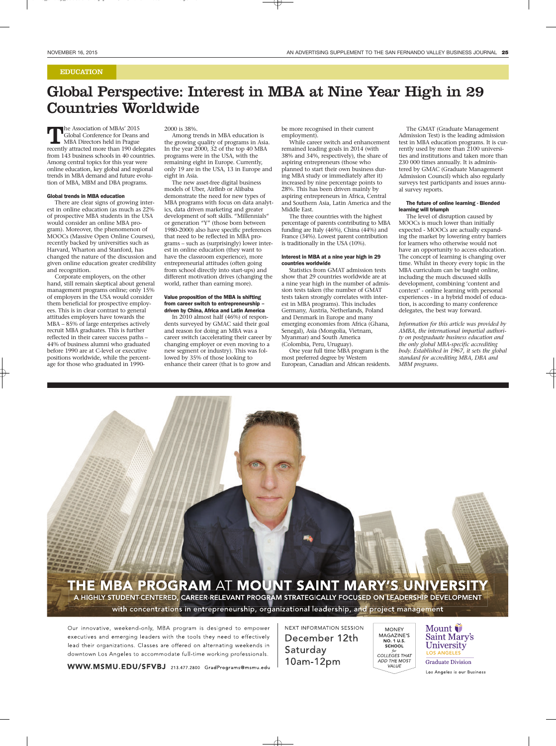EDUCATION

# Global Perspective: Interest in MBA at Nine Year High in 29 Countries Worldwide

The Association of MBAs' 2015 Global Conference for Deans and MBA Directors held in Prague recently attracted more than 190 delegates from 143 business schools in 40 countries. Among central topics for this year were online education, key global and regional trends in MBA demand and future evolution of MBA, MBM and DBA programs.

### Global trends in MBA education

There are clear signs of growing interest in online education (as much as 22% of prospective MBA students in the USA would consider an online MBA program). Moreover, the phenomenon of MOOCs (Massive Open Online Courses), recently backed by universities such as Harvard, Wharton and Stanford, has changed the nature of the discussion and given online education greater credibility and recognition.

Corporate employers, on the other hand, still remain skeptical about general management programs online; only 15% of employers in the USA would consider them beneficial for prospective employees. This is in clear contrast to general attitudes employers have towards the MBA – 85% of large enterprises actively recruit MBA graduates. This is further reflected in their career success paths – 44% of business alumni who graduated before 1990 are at C-level or executive positions worldwide, while the percentage for those who graduated in 1990-2000 is 38%.

Among trends in MBA education is the growing quality of programs in Asia. In the year 2000, 32 of the top 40 MBA programs were in the USA, with the remaining eight in Europe. Currently, only 19 are in the USA, 13 in Europe and eight in Asia.

The new asset-free digital business models of Uber, AirBnb or Alibaba demonstrate the need for new types of MBA programs with focus on data analytics, data driven marketing and greater development of soft skills. "Millennials" or generation "Y" (those born between 1980-2000) also have specific preferences that need to be reflected in MBA programs – such as (surprisingly) lower interest in online education (they want to have the classroom experience), more entrepreneurial attitudes (often going from school directly into start-ups) and different motivation drives (changing the world, rather than earning more).

### Value proposition of the MBA is shifting from career switch to entrepreneurship – driven by China, Africa and Latin America

In 2010 almost half (46%) of respondents surveyed by GMAC said their goal and reason for doing an MBA was a career switch (accelerating their career by changing employer or even moving to a new segment or industry). This was followed by 35% of those looking to enhance their career (that is to grow and be more recognised in their current employment).

While career switch and enhancement remained leading goals in 2014 (with 38% and 34%, respectively), the share of aspiring entrepreneurs (those who planned to start their own business during MBA study or immediately after it) increased by nine percentage points to 28%. This has been driven mainly by aspiring entrepreneurs in Africa, Central and Southern Asia, Latin America and the Middle East.

The three countries with the highest percentage of parents contributing to MBA funding are Italy (46%), China (44%) and France (34%). Lowest parent contribution is traditionally in the USA (10%).

### Interest in MBA at a nine year high in 29 countries worldwide

Statistics from GMAT admission tests show that 29 countries worldwide are at a nine year high in the number of admission tests taken (the number of GMAT tests taken strongly correlates with interest in MBA programs). This includes Germany, Austria, Netherlands, Poland and Denmark in Europe and many emerging economies from Africa (Ghana, Senegal), Asia (Mongolia, Vietnam, Myanmar) and South America (Colombia, Peru, Uruguay).

One year full time MBA program is the most preferred degree by Western European, Canadian and African residents.

The GMAT (Graduate Management Admission Test) is the leading admission test in MBA education programs. It is currently used by more than 2100 universities and institutions and taken more than 230 000 times annually. It is administered by GMAC (Graduate Management Admission Council) which also regularly surveys test participants and issues annual survey reports.

### The future of online learning - Blended learning will triumph

The level of disruption caused by MOOCs is much lower than initially expected - MOOCs are actually expanding the market by lowering entry barriers for learners who otherwise would not have an opportunity to access education. The concept of learning is changing over time. Whilst in theory every topic in the MBA curriculum can be taught online, including the much discussed skills development, combining 'content and context' - online learning with personal experiences - in a hybrid model of education, is according to many conference delegates, the best way forward.

*Information for this article was provided by AMBA, the international impartial authority on postgraduate business education and the only global MBA-specific accrediting body. Established in 1967, it sets the global standard for accrediting MBA, DBA and MBM programs.*

---

**THE MBA PROGRAM AT MOUNT SAINT MARY'S UNIVERSITY**

A HIGHLY STUDENT-CENTERED, CAREER-RELEVANT PROGRAM STRATEGICALLY FOCUSED ON LEADERSHIP DEVELOPMENT

with concentrations in entrepreneurship, organizational leadership, and project management

Our innovative, weekend-only, MBA program is designed to empower executives and emerging leaders with the tools they need to effectively lead their organizations. Classes are offered on alternating weekends in downtown Los Angeles to accommodate full-time working professionals.

**WWW.MSMU.EDU/SFVBJ** 213.477.2800 GradPrograms@msmu.edu

NEXT INFORMATION SESSION
December 12th
Saturday
10am-12pm

MONEY MAGAZINE'S NO. 1 U.S. SCHOOL for COLLEGES THAT ADD THE MOST VALUE

Mount Saint Mary's University LOS ANGELES
Graduate Division
Los Angeles is our Business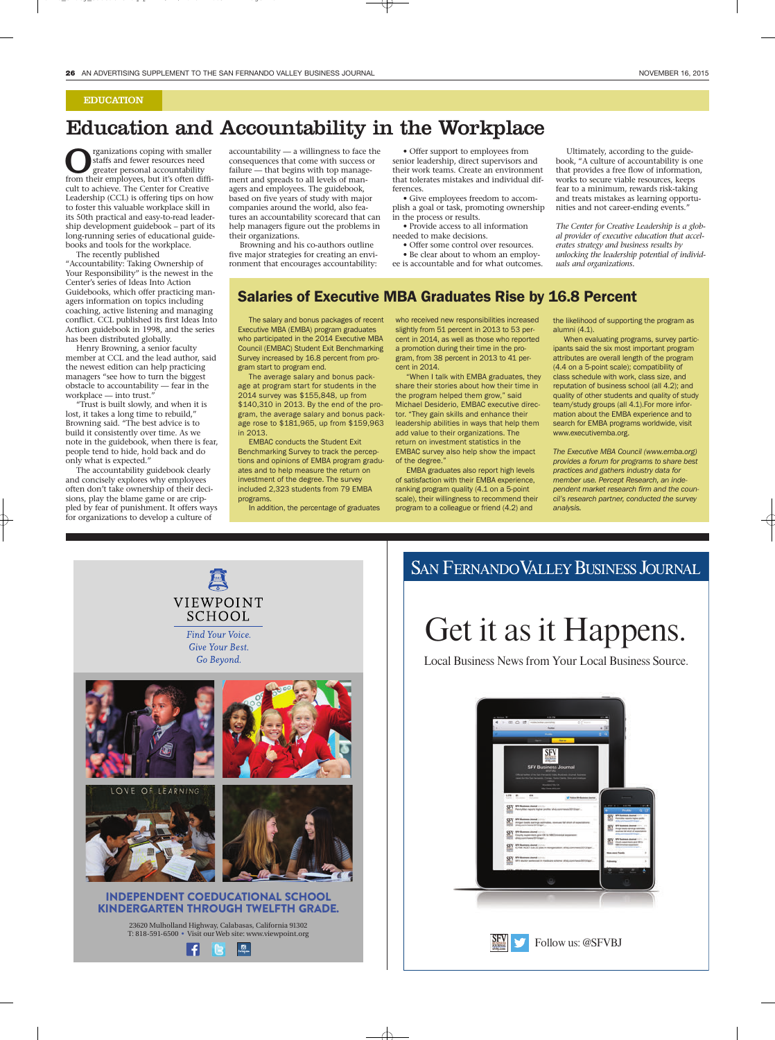EDUCATION

# Education and Accountability in the Workplace

Organizations coping with smaller staffs and fewer resources need greater personal accountability from their employees, but it's often difficult to achieve. The Center for Creative Leadership (CCL) is offering tips on how to foster this valuable workplace skill in its 50th practical and easy-to-read leadership development guidebook – part of its long-running series of educational guidebooks and tools for the workplace.

The recently published "Accountability: Taking Ownership of Your Responsibility" is the newest in the Center's series of Ideas Into Action Guidebooks, which offer practicing managers information on topics including coaching, active listening and managing conflict. CCL published its first Ideas Into Action guidebook in 1998, and the series has been distributed globally.

Henry Browning, a senior faculty member at CCL and the lead author, said the newest edition can help practicing managers "see how to turn the biggest obstacle to accountability — fear in the workplace — into trust."

"Trust is built slowly, and when it is lost, it takes a long time to rebuild," Browning said. "The best advice is to build it consistently over time. As we note in the guidebook, when there is fear, people tend to hide, hold back and do only what is expected."

The accountability guidebook clearly and concisely explores why employees often don't take ownership of their decisions, play the blame game or are crippled by fear of punishment. It offers ways for organizations to develop a culture of accountability — a willingness to face the consequences that come with success or failure — that begins with top management and spreads to all levels of managers and employees. The guidebook, based on five years of study with major companies around the world, also features an accountability scorecard that can help managers figure out the problems in their organizations.

Browning and his co-authors outline five major strategies for creating an environment that encourages accountability:

- Offer support to employees from senior leadership, direct supervisors and their work teams. Create an environment that tolerates mistakes and individual differences.
- Give employees freedom to accomplish a goal or task, promoting ownership in the process or results.
- Provide access to all information needed to make decisions.
- Offer some control over resources.
- Be clear about to whom an employee is accountable and for what outcomes.

Ultimately, according to the guidebook, "A culture of accountability is one that provides a free flow of information, works to secure viable resources, keeps fear to a minimum, rewards risk-taking and treats mistakes as learning opportunities and not career-ending events."

*The Center for Creative Leadership is a global provider of executive education that accelerates strategy and business results by unlocking the leadership potential of individuals and organizations.*

## Salaries of Executive MBA Graduates Rise by 16.8 Percent

The salary and bonus packages of recent Executive MBA (EMBA) program graduates who participated in the 2014 Executive MBA Council (EMBAC) Student Exit Benchmarking Survey increased by 16.8 percent from program start to program end.

The average salary and bonus package at program start for students in the 2014 survey was $155,848, up from $140,310 in 2013. By the end of the program, the average salary and bonus package rose to $181,965, up from $159,963 in 2013.

EMBAC conducts the Student Exit Benchmarking Survey to track the perceptions and opinions of EMBA program graduates and to help measure the return on investment of the degree. The survey included 2,323 students from 79 EMBA programs.

In addition, the percentage of graduates who received new responsibilities increased slightly from 51 percent in 2013 to 53 percent in 2014, as well as those who reported a promotion during their time in the program, from 38 percent in 2013 to 41 percent in 2014.

"When I talk with EMBA graduates, they share their stories about how their time in the program helped them grow," said Michael Desiderio, EMBAC executive director. "They gain skills and enhance their leadership abilities in ways that help them add value to their organizations. The return on investment statistics in the EMBAC survey also help show the impact of the degree."

EMBA graduates also report high levels of satisfaction with their EMBA experience, ranking program quality (4.1 on a 5-point scale), their willingness to recommend their program to a colleague or friend (4.2) and the likelihood of supporting the program as alumni (4.1).

When evaluating programs, survey participants said the six most important program attributes are overall length of the program (4.4 on a 5-point scale); compatibility of class schedule with work, class size, and reputation of business school (all 4.2); and quality of other students and quality of study team/study groups (all 4.1).For more information about the EMBA experience and to search for EMBA programs worldwide, visit www.executivemba.org.

*The Executive MBA Council (www.emba.org) provides a forum for programs to share best practices and gathers industry data for member use. Percept Research, an independent market research firm and the council's research partner, conducted the survey analysis.*

VIEWPOINT SCHOOL

*Find Your Voice.*
*Give Your Best.*
*Go Beyond.*

LOVE OF LEARNING

**INDEPENDENT COEDUCATIONAL SCHOOL KINDERGARTEN THROUGH TWELFTH GRADE.**

23620 Mulholland Highway, Calabasas, California 91302
T: 818-591-6500 • Visit our Web site: www.viewpoint.org

SAN FERNANDO VALLEY BUSINESS JOURNAL

Get it as it Happens.

Local Business News from Your Local Business Source.

Follow us: @SFVBJ